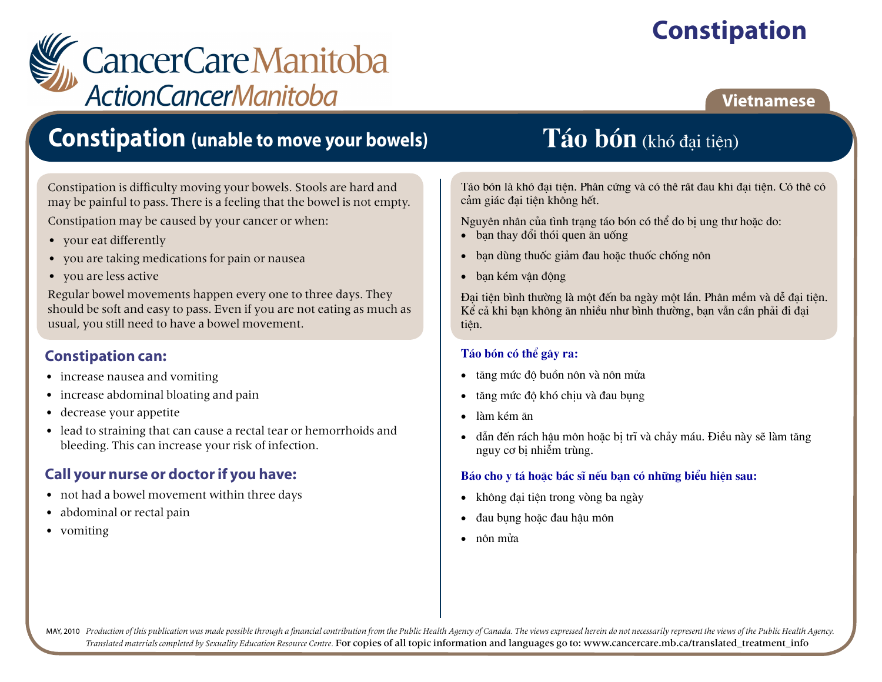# Constipation

CancerCare Manitoba
ActionCancerManitoba

Vietnamese

## Constipation (unable to move your bowels)

Constipation is difficulty moving your bowels. Stools are hard and may be painful to pass. There is a feeling that the bowel is not empty.

Constipation may be caused by your cancer or when:

- your eat differently
- you are taking medications for pain or nausea
- you are less active

Regular bowel movements happen every one to three days. They should be soft and easy to pass. Even if you are not eating as much as usual, you still need to have a bowel movement.

### Constipation can:

- increase nausea and vomiting
- increase abdominal bloating and pain
- decrease your appetite
- lead to straining that can cause a rectal tear or hemorrhoids and bleeding. This can increase your risk of infection.

### Call your nurse or doctor if you have:

- not had a bowel movement within three days
- abdominal or rectal pain
- vomiting

## Táo bón (khó đại tiện)

Táo bón là khó đại tiện. Phân cứng và có thể rất đau khi đại tiện. Có thể có cảm giác đại tiện không hết.

Nguyên nhân của tình trạng táo bón có thể do bị ung thư hoặc do:

- bạn thay đổi thói quen ăn uống
- bạn dùng thuốc giảm đau hoặc thuốc chống nôn
- bạn kém vận động

Đại tiện bình thường là một đến ba ngày một lần. Phân mềm và dễ đại tiện. Kể cả khi bạn không ăn nhiều như bình thường, bạn vẫn cần phải đi đại tiện.

### Táo bón có thể gây ra:

- tăng mức độ buồn nôn và nôn mửa
- tăng mức độ khó chịu và đau bụng
- làm kém ăn
- dẫn đến rách hậu môn hoặc bị trĩ và chảy máu. Điều này sẽ làm tăng nguy cơ bị nhiễm trùng.

### Báo cho y tá hoặc bác sĩ nếu bạn có những biểu hiện sau:

- không đại tiện trong vòng ba ngày
- đau bụng hoặc đau hậu môn
- nôn mửa

MAY, 2010 *Production of this publication was made possible through a financial contribution from the Public Health Agency of Canada. The views expressed herein do not necessarily represent the views of the Public Health Agency. Translated materials completed by Sexuality Education Resource Centre.* For copies of all topic information and languages go to: www.cancercare.mb.ca/translated_treatment_info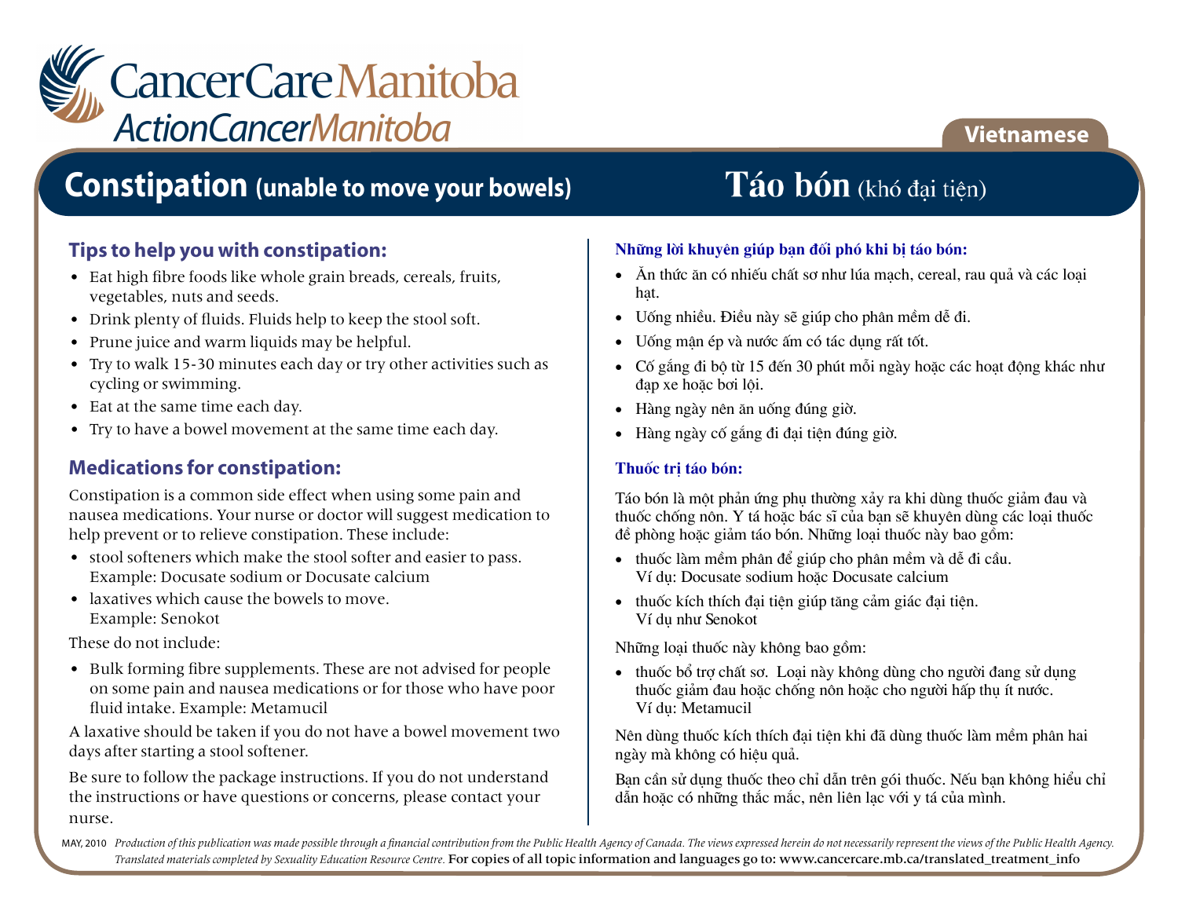CancerCare Manitoba
ActionCancerManitoba

Vietnamese

# Constipation (unable to move your bowels)

## Tips to help you with constipation:

- Eat high fibre foods like whole grain breads, cereals, fruits, vegetables, nuts and seeds.
- Drink plenty of fluids. Fluids help to keep the stool soft.
- Prune juice and warm liquids may be helpful.
- Try to walk 15-30 minutes each day or try other activities such as cycling or swimming.
- Eat at the same time each day.
- Try to have a bowel movement at the same time each day.

## Medications for constipation:

Constipation is a common side effect when using some pain and nausea medications. Your nurse or doctor will suggest medication to help prevent or to relieve constipation. These include:

- stool softeners which make the stool softer and easier to pass.
  Example: Docusate sodium or Docusate calcium
- laxatives which cause the bowels to move.
  Example: Senokot

These do not include:

- Bulk forming fibre supplements. These are not advised for people on some pain and nausea medications or for those who have poor fluid intake. Example: Metamucil

A laxative should be taken if you do not have a bowel movement two days after starting a stool softener.

Be sure to follow the package instructions. If you do not understand the instructions or have questions or concerns, please contact your nurse.

# Táo bón (khó đại tiện)

## Những lời khuyên giúp bạn đối phó khi bị táo bón:

- Ăn thức ăn có nhiều chất sơ như lúa mạch, cereal, rau quả và các loại hạt.
- Uống nhiều. Điều này sẽ giúp cho phân mềm dễ đi.
- Uống mận ép và nước ấm có tác dụng rất tốt.
- Cố gắng đi bộ từ 15 đến 30 phút mỗi ngày hoặc các hoạt động khác như đạp xe hoặc bơi lội.
- Hàng ngày nên ăn uống đúng giờ.
- Hàng ngày cố gắng đi đại tiện đúng giờ.

## Thuốc trị táo bón:

Táo bón là một phản ứng phụ thường xảy ra khi dùng thuốc giảm đau và thuốc chống nôn. Y tá hoặc bác sĩ của bạn sẽ khuyên dùng các loại thuốc để phòng hoặc giảm táo bón. Những loại thuốc này bao gồm:

- thuốc làm mềm phân để giúp cho phân mềm và dễ đi cầu.
  Ví dụ: Docusate sodium hoặc Docusate calcium
- thuốc kích thích đại tiện giúp tăng cảm giác đại tiện.
  Ví dụ như Senokot

Những loại thuốc này không bao gồm:

- thuốc bổ trợ chất sơ. Loại này không dùng cho người đang sử dụng thuốc giảm đau hoặc chống nôn hoặc cho người hấp thụ ít nước.
  Ví dụ: Metamucil

Nên dùng thuốc kích thích đại tiện khi đã dùng thuốc làm mềm phân hai ngày mà không có hiệu quả.

Bạn cần sử dụng thuốc theo chỉ dẫn trên gói thuốc. Nếu bạn không hiểu chỉ dẫn hoặc có những thắc mắc, nên liên lạc với y tá của mình.

MAY, 2010 *Production of this publication was made possible through a financial contribution from the Public Health Agency of Canada. The views expressed herein do not necessarily represent the views of the Public Health Agency. Translated materials completed by Sexuality Education Resource Centre.* For copies of all topic information and languages go to: www.cancercare.mb.ca/translated_treatment_info